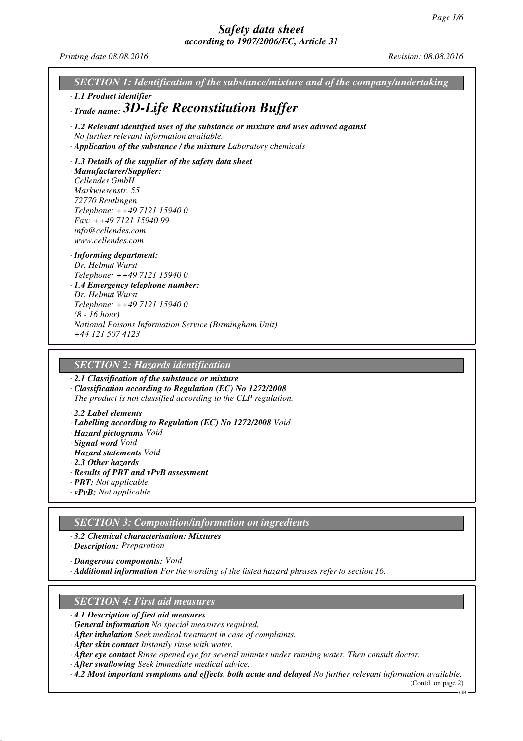# Safety data sheet
*according to 1907/2006/EC, Article 31*

*Printing date 08.08.2016* *Revision: 08.08.2016*

## SECTION 1: Identification of the substance/mixture and of the company/undertaking

· **1.1 Product identifier**

· **Trade name: 3D-Life Reconstitution Buffer**

· **1.2 Relevant identified uses of the substance or mixture and uses advised against**
No further relevant information available.

· **Application of the substance / the mixture** Laboratory chemicals

· **1.3 Details of the supplier of the safety data sheet**

· **Manufacturer/Supplier:**
Cellendes GmbH
Markwiesenstr. 55
72770 Reutlingen
Telephone: ++49 7121 15940 0
Fax: ++49 7121 15940 99
info@cellendes.com
www.cellendes.com

· **Informing department:**
Dr. Helmut Wurst
Telephone: ++49 7121 15940 0

· **1.4 Emergency telephone number:**
Dr. Helmut Wurst
Telephone: ++49 7121 15940 0
(8 - 16 hour)
National Poisons Information Service (Birmingham Unit)
+44 121 507 4123

## SECTION 2: Hazards identification

· **2.1 Classification of the substance or mixture**

· **Classification according to Regulation (EC) No 1272/2008**
The product is not classified according to the CLP regulation.

· **2.2 Label elements**

· **Labelling according to Regulation (EC) No 1272/2008** Void

· **Hazard pictograms** Void

· **Signal word** Void

· **Hazard statements** Void

· **2.3 Other hazards**

· **Results of PBT and vPvB assessment**

· **PBT:** Not applicable.

· **vPvB:** Not applicable.

## SECTION 3: Composition/information on ingredients

· **3.2 Chemical characterisation: Mixtures**

· **Description:** Preparation

· **Dangerous components:** Void

· **Additional information** For the wording of the listed hazard phrases refer to section 16.

## SECTION 4: First aid measures

· **4.1 Description of first aid measures**

· **General information** No special measures required.

· **After inhalation** Seek medical treatment in case of complaints.

· **After skin contact** Instantly rinse with water.

· **After eye contact** Rinse opened eye for several minutes under running water. Then consult doctor.

· **After swallowing** Seek immediate medical advice.

· **4.2 Most important symptoms and effects, both acute and delayed** No further relevant information available.

(Contd. on page 2)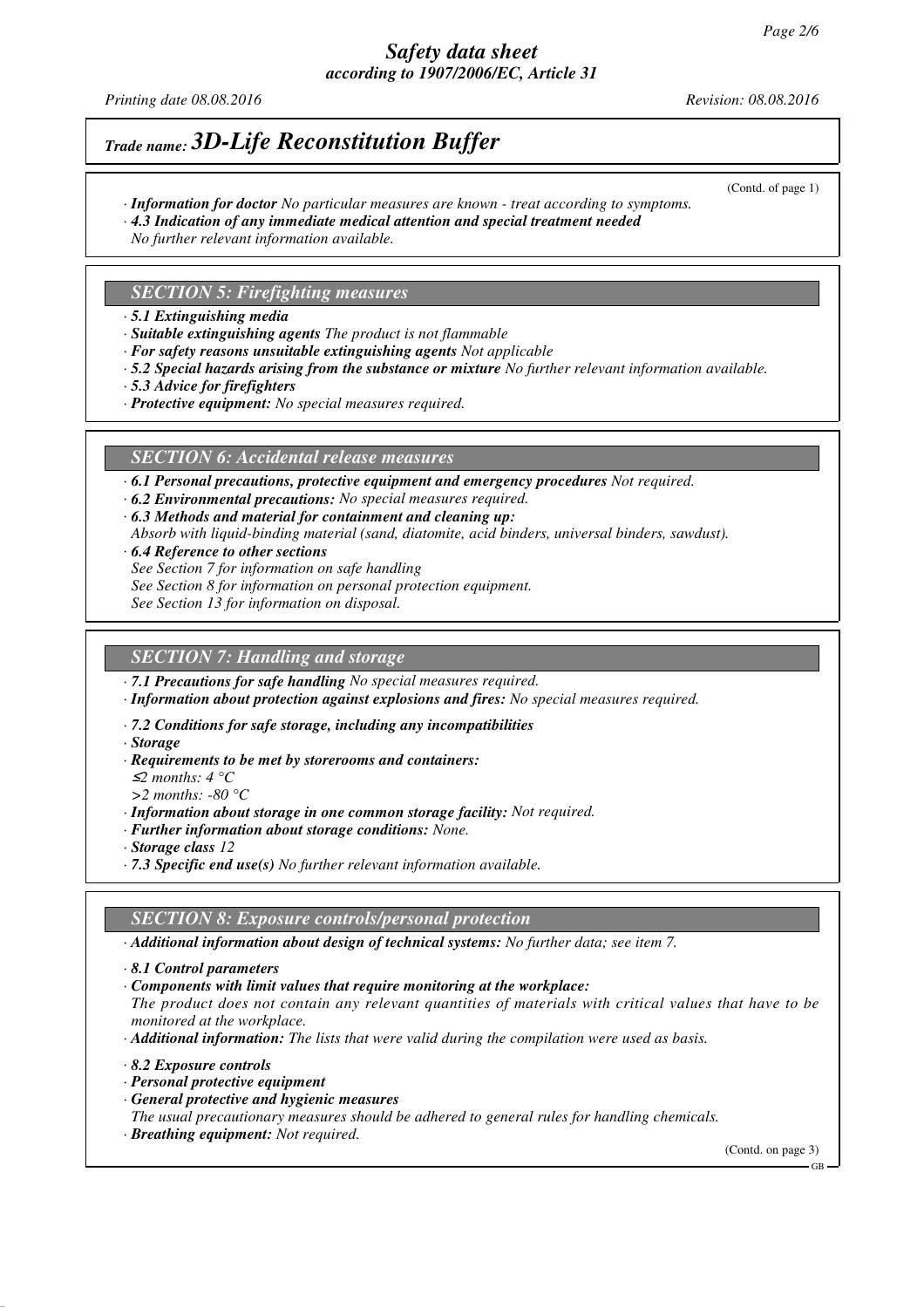# Safety data sheet
*according to 1907/2006/EC, Article 31*

*Printing date 08.08.2016* *Revision: 08.08.2016*

## *Trade name: 3D-Life Reconstitution Buffer*

(Contd. of page 1)

· ***Information for doctor*** *No particular measures are known - treat according to symptoms.*
· ***4.3 Indication of any immediate medical attention and special treatment needed***
*No further relevant information available.*

### *SECTION 5: Firefighting measures*

· ***5.1 Extinguishing media***
· ***Suitable extinguishing agents*** *The product is not flammable*
· ***For safety reasons unsuitable extinguishing agents*** *Not applicable*
· ***5.2 Special hazards arising from the substance or mixture*** *No further relevant information available.*
· ***5.3 Advice for firefighters***
· ***Protective equipment:*** *No special measures required.*

### *SECTION 6: Accidental release measures*

· ***6.1 Personal precautions, protective equipment and emergency procedures*** *Not required.*
· ***6.2 Environmental precautions:*** *No special measures required.*
· ***6.3 Methods and material for containment and cleaning up:***
*Absorb with liquid-binding material (sand, diatomite, acid binders, universal binders, sawdust).*
· ***6.4 Reference to other sections***
*See Section 7 for information on safe handling*
*See Section 8 for information on personal protection equipment.*
*See Section 13 for information on disposal.*

### *SECTION 7: Handling and storage*

· ***7.1 Precautions for safe handling*** *No special measures required.*
· ***Information about protection against explosions and fires:*** *No special measures required.*

· ***7.2 Conditions for safe storage, including any incompatibilities***
· ***Storage***
· ***Requirements to be met by storerooms and containers:***
*≤2 months: 4 °C*
*>2 months: -80 °C*
· ***Information about storage in one common storage facility:*** *Not required.*
· ***Further information about storage conditions:*** *None.*
· ***Storage class*** *12*
· ***7.3 Specific end use(s)*** *No further relevant information available.*

### *SECTION 8: Exposure controls/personal protection*

· ***Additional information about design of technical systems:*** *No further data; see item 7.*

· ***8.1 Control parameters***
· ***Components with limit values that require monitoring at the workplace:***
*The product does not contain any relevant quantities of materials with critical values that have to be monitored at the workplace.*
· ***Additional information:*** *The lists that were valid during the compilation were used as basis.*

· ***8.2 Exposure controls***
· ***Personal protective equipment***
· ***General protective and hygienic measures***
*The usual precautionary measures should be adhered to general rules for handling chemicals.*
· ***Breathing equipment:*** *Not required.*

(Contd. on page 3)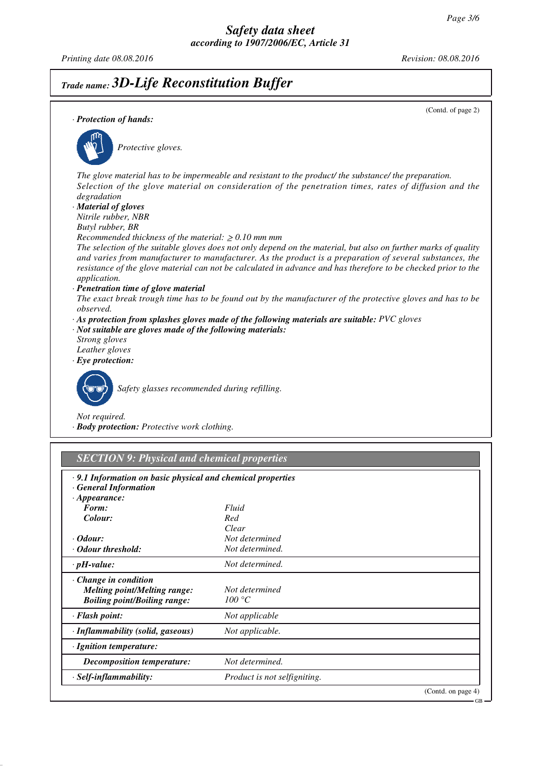## Trade name: 3D-Life Reconstitution Buffer

(Contd. of page 2)

· **Protection of hands:**

*Protective gloves.*

*The glove material has to be impermeable and resistant to the product/ the substance/ the preparation.*
*Selection of the glove material on consideration of the penetration times, rates of diffusion and the degradation*

· **Material of gloves**
*Nitrile rubber, NBR*
*Butyl rubber, BR*
*Recommended thickness of the material: ≥ 0.10 mm mm*
*The selection of the suitable gloves does not only depend on the material, but also on further marks of quality and varies from manufacturer to manufacturer. As the product is a preparation of several substances, the resistance of the glove material can not be calculated in advance and has therefore to be checked prior to the application.*

· **Penetration time of glove material**
*The exact break trough time has to be found out by the manufacturer of the protective gloves and has to be observed.*

· **As protection from splashes gloves made of the following materials are suitable:** *PVC gloves*

· **Not suitable are gloves made of the following materials:**
*Strong gloves*
*Leather gloves*

· **Eye protection:**

*Safety glasses recommended during refilling.*

*Not required.*

· **Body protection:** *Protective work clothing.*

## SECTION 9: Physical and chemical properties

· **9.1 Information on basic physical and chemical properties**
· **General Information**
· **Appearance:**

| | |
|---|---|
| **Form:** | Fluid |
| **Colour:** | Red<br>Clear |
| · **Odour:** | Not determined |
| · **Odour threshold:** | Not determined. |
| · **pH-value:** | Not determined. |
| · **Change in condition** | |
| **Melting point/Melting range:** | Not determined |
| **Boiling point/Boiling range:** | 100 °C |
| · **Flash point:** | Not applicable |
| · **Inflammability (solid, gaseous)** | Not applicable. |
| · **Ignition temperature:** | |
| **Decomposition temperature:** | Not determined. |
| · **Self-inflammability:** | Product is not selfigniting. |

(Contd. on page 4)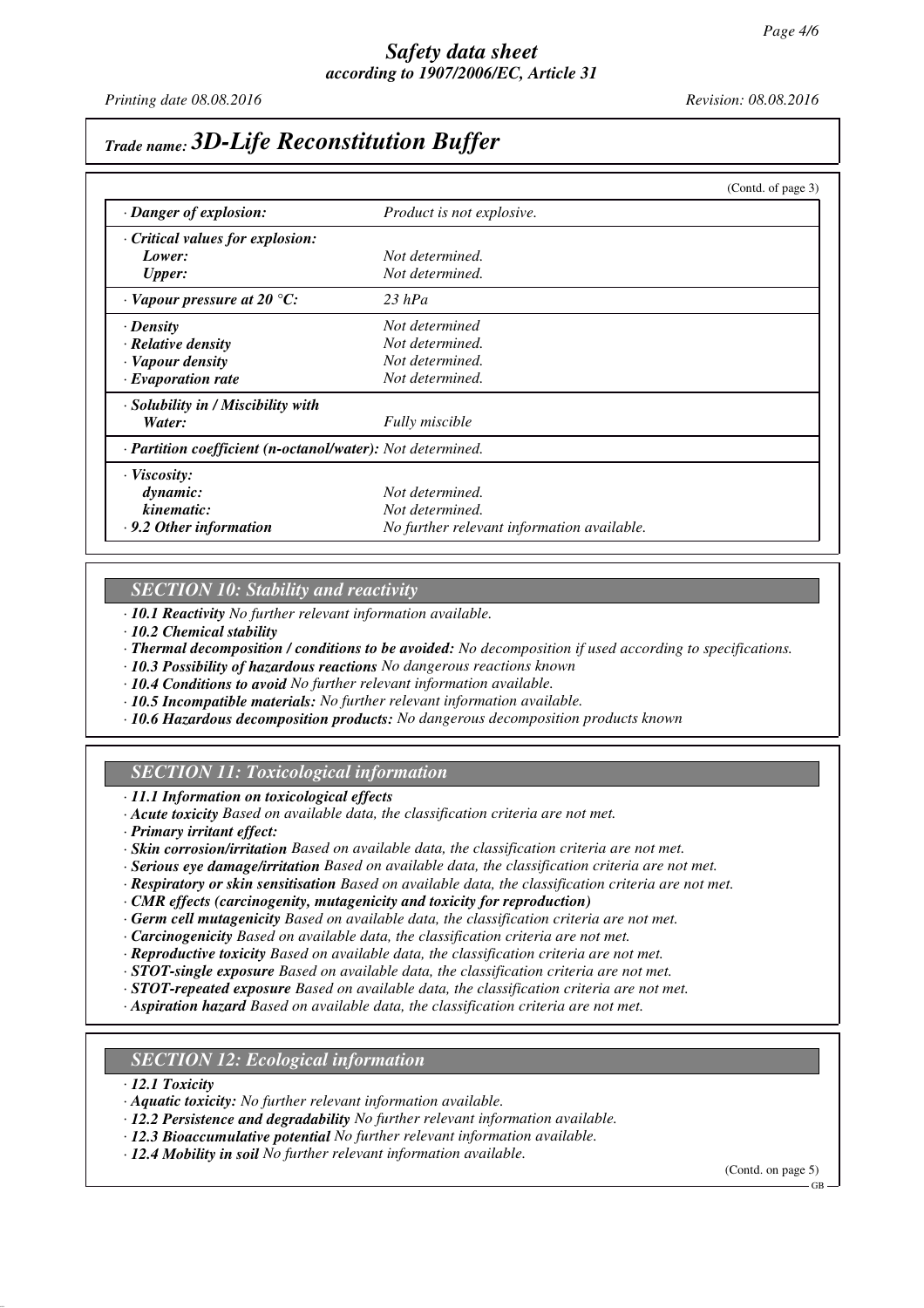## Trade name: 3D-Life Reconstitution Buffer

(Contd. of page 3)

| | |
|---|---|
| · **Danger of explosion:** | *Product is not explosive.* |
| · **Critical values for explosion:** | |
| **Lower:** | *Not determined.* |
| **Upper:** | *Not determined.* |
| · **Vapour pressure at 20 °C:** | *23 hPa* |
| · **Density** | *Not determined* |
| · **Relative density** | *Not determined.* |
| · **Vapour density** | *Not determined.* |
| · **Evaporation rate** | *Not determined.* |
| · **Solubility in / Miscibility with** | |
| **Water:** | *Fully miscible* |
| · **Partition coefficient (n-octanol/water):** | *Not determined.* |
| · **Viscosity:** | |
| **dynamic:** | *Not determined.* |
| **kinematic:** | *Not determined.* |
| · **9.2 Other information** | *No further relevant information available.* |

### SECTION 10: Stability and reactivity

· **10.1 Reactivity** *No further relevant information available.*
· **10.2 Chemical stability**
· **Thermal decomposition / conditions to be avoided:** *No decomposition if used according to specifications.*
· **10.3 Possibility of hazardous reactions** *No dangerous reactions known*
· **10.4 Conditions to avoid** *No further relevant information available.*
· **10.5 Incompatible materials:** *No further relevant information available.*
· **10.6 Hazardous decomposition products:** *No dangerous decomposition products known*

### SECTION 11: Toxicological information

· **11.1 Information on toxicological effects**
· **Acute toxicity** *Based on available data, the classification criteria are not met.*
· **Primary irritant effect:**
· **Skin corrosion/irritation** *Based on available data, the classification criteria are not met.*
· **Serious eye damage/irritation** *Based on available data, the classification criteria are not met.*
· **Respiratory or skin sensitisation** *Based on available data, the classification criteria are not met.*
· **CMR effects (carcinogenity, mutagenicity and toxicity for reproduction)**
· **Germ cell mutagenicity** *Based on available data, the classification criteria are not met.*
· **Carcinogenicity** *Based on available data, the classification criteria are not met.*
· **Reproductive toxicity** *Based on available data, the classification criteria are not met.*
· **STOT-single exposure** *Based on available data, the classification criteria are not met.*
· **STOT-repeated exposure** *Based on available data, the classification criteria are not met.*
· **Aspiration hazard** *Based on available data, the classification criteria are not met.*

### SECTION 12: Ecological information

· **12.1 Toxicity**
· **Aquatic toxicity:** *No further relevant information available.*
· **12.2 Persistence and degradability** *No further relevant information available.*
· **12.3 Bioaccumulative potential** *No further relevant information available.*
· **12.4 Mobility in soil** *No further relevant information available.*

(Contd. on page 5)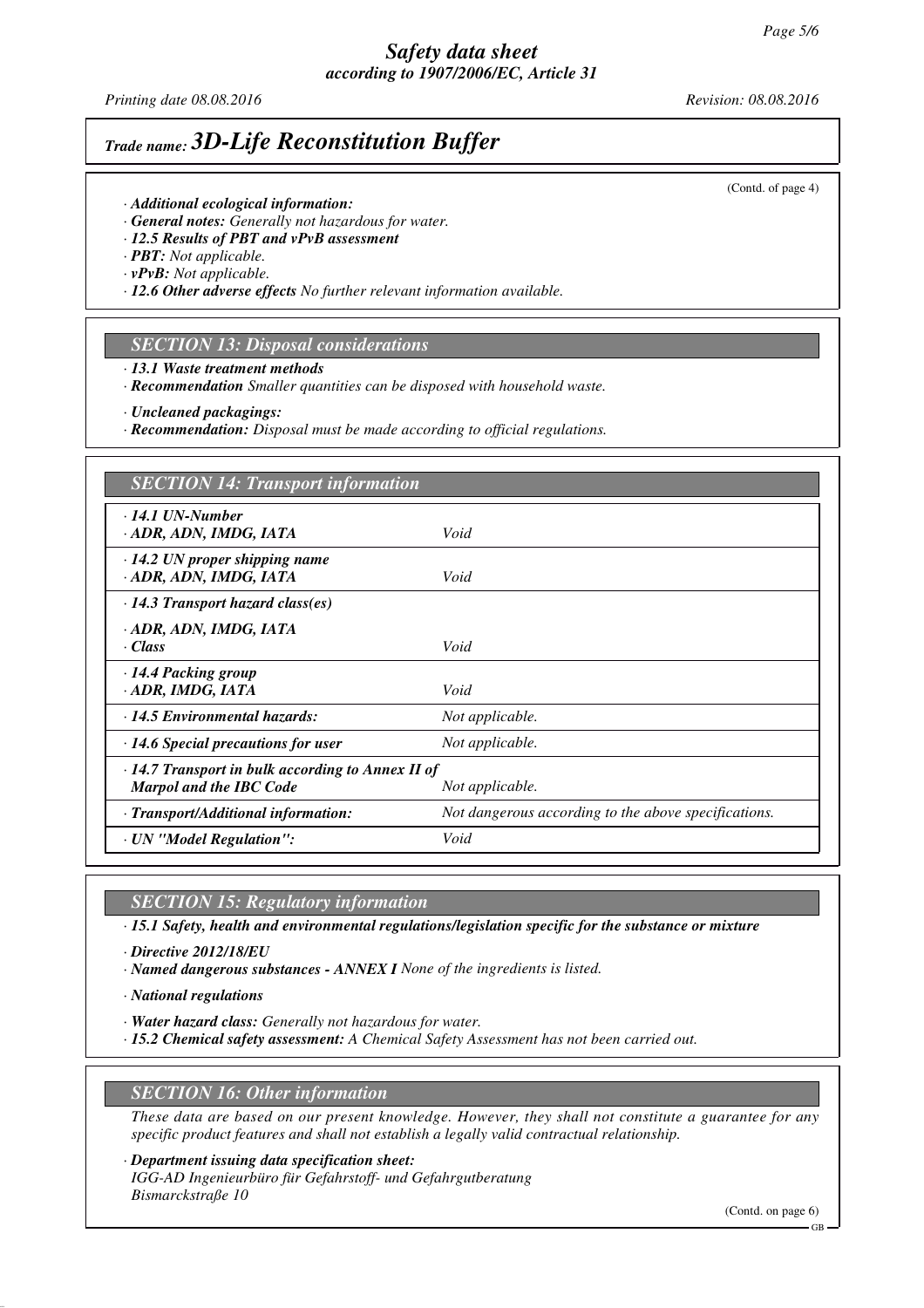## Trade name: 3D-Life Reconstitution Buffer

(Contd. of page 4)

· **Additional ecological information:**
· **General notes:** *Generally not hazardous for water.*
· **12.5 Results of PBT and vPvB assessment**
· **PBT:** *Not applicable.*
· **vPvB:** *Not applicable.*
· **12.6 Other adverse effects** *No further relevant information available.*

### SECTION 13: Disposal considerations

· **13.1 Waste treatment methods**
· **Recommendation** *Smaller quantities can be disposed with household waste.*

· **Uncleaned packagings:**
· **Recommendation:** *Disposal must be made according to official regulations.*

### SECTION 14: Transport information

| | |
|---|---|
| · **14.1 UN-Number**<br>· **ADR, ADN, IMDG, IATA** | Void |
| · **14.2 UN proper shipping name**<br>· **ADR, ADN, IMDG, IATA** | Void |
| · **14.3 Transport hazard class(es)** | |
| · **ADR, ADN, IMDG, IATA**<br>· **Class** | Void |
| · **14.4 Packing group**<br>· **ADR, IMDG, IATA** | Void |
| · **14.5 Environmental hazards:** | Not applicable. |
| · **14.6 Special precautions for user** | Not applicable. |
| · **14.7 Transport in bulk according to Annex II of Marpol and the IBC Code** | Not applicable. |
| · **Transport/Additional information:** | Not dangerous according to the above specifications. |
| · **UN "Model Regulation":** | Void |

### SECTION 15: Regulatory information

· **15.1 Safety, health and environmental regulations/legislation specific for the substance or mixture**

· **Directive 2012/18/EU**
· **Named dangerous substances - ANNEX I** *None of the ingredients is listed.*

· **National regulations**

· **Water hazard class:** *Generally not hazardous for water.*
· **15.2 Chemical safety assessment:** *A Chemical Safety Assessment has not been carried out.*

### SECTION 16: Other information

*These data are based on our present knowledge. However, they shall not constitute a guarantee for any specific product features and shall not establish a legally valid contractual relationship.*

· **Department issuing data specification sheet:**
*IGG-AD Ingenieurbüro für Gefahrstoff- und Gefahrgutberatung*
*Bismarckstraße 10*

(Contd. on page 6)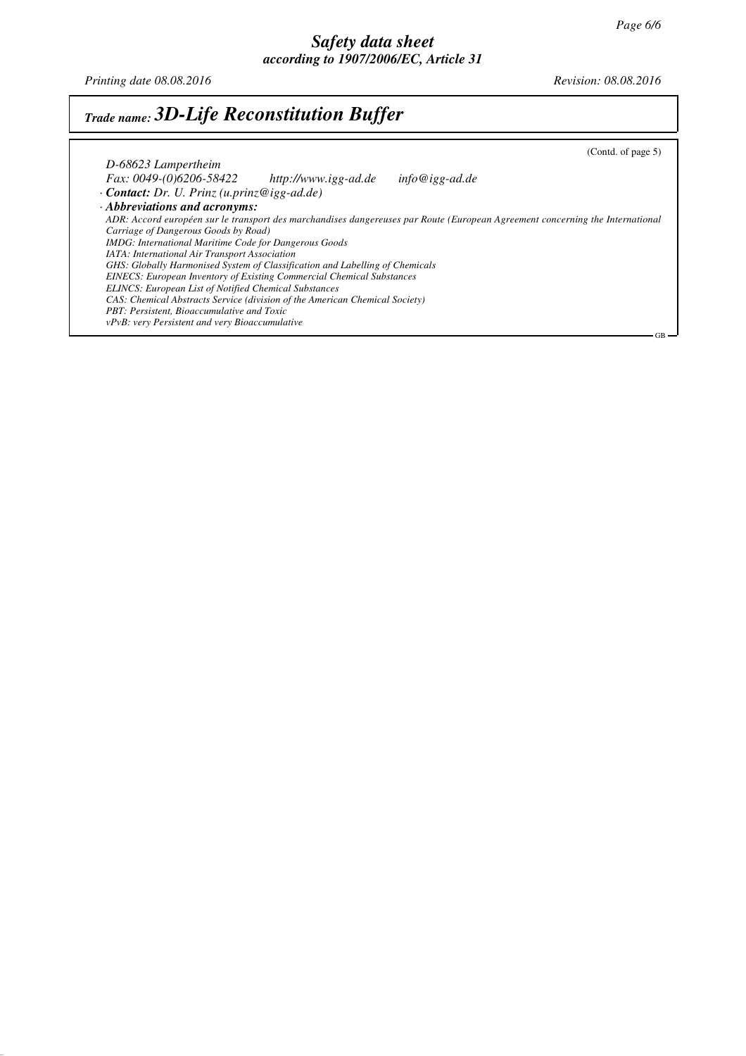## Trade name: 3D-Life Reconstitution Buffer

(Contd. of page 5)

*D-68623 Lampertheim*
*Fax: 0049-(0)6206-58422 http://www.igg-ad.de info@igg-ad.de*

· ***Contact:*** *Dr. U. Prinz (u.prinz@igg-ad.de)*

· ***Abbreviations and acronyms:***

*ADR: Accord européen sur le transport des marchandises dangereuses par Route (European Agreement concerning the International Carriage of Dangerous Goods by Road)*
*IMDG: International Maritime Code for Dangerous Goods*
*IATA: International Air Transport Association*
*GHS: Globally Harmonised System of Classification and Labelling of Chemicals*
*EINECS: European Inventory of Existing Commercial Chemical Substances*
*ELINCS: European List of Notified Chemical Substances*
*CAS: Chemical Abstracts Service (division of the American Chemical Society)*
*PBT: Persistent, Bioaccumulative and Toxic*
*vPvB: very Persistent and very Bioaccumulative*

GB